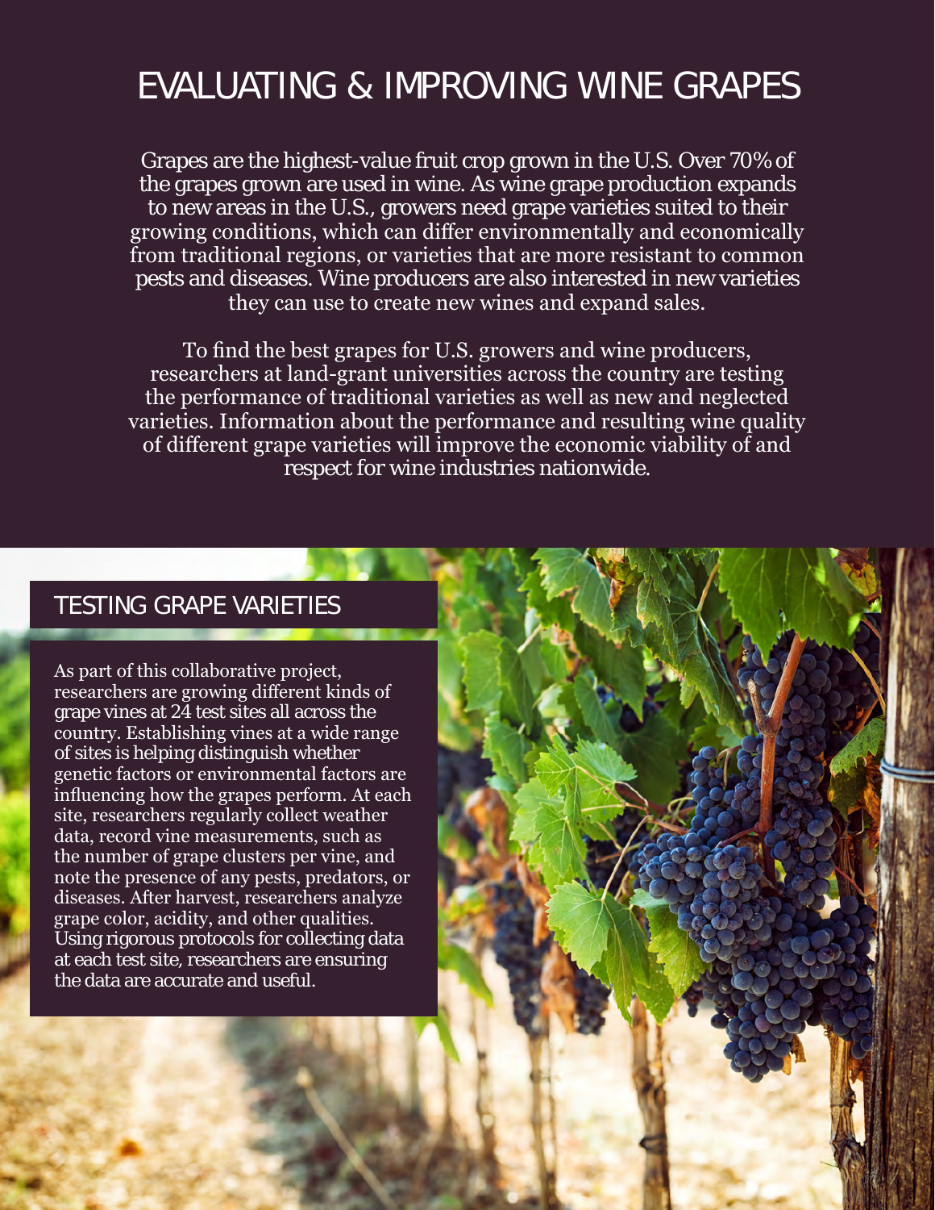# EVALUATING & IMPROVING WINE GRAPES

Grapes are the highest-value fruit crop grown in the U.S. Over 70% of the grapes grown are used in wine. As wine grape production expands to new areas in the U.S., growers need grape varieties suited to their growing conditions, which can differ environmentally and economically from traditional regions, or varieties that are more resistant to common pests and diseases. Wine producers are also interested in new varieties they can use to create new wines and expand sales.

To find the best grapes for U.S. growers and wine producers, researchers at land-grant universities across the country are testing the performance of traditional varieties as well as new and neglected varieties. Information about the performance and resulting wine quality of different grape varieties will improve the economic viability of and respect for wine industries nationwide.

## TESTING GRAPE VARIETIES

As part of this collaborative project, researchers are growing different kinds of grape vines at 24 test sites all across the country. Establishing vines at a wide range of sites is helping distinguish whether genetic factors or environmental factors are influencing how the grapes perform. At each site, researchers regularly collect weather data, record vine measurements, such as the number of grape clusters per vine, and note the presence of any pests, predators, or diseases. After harvest, researchers analyze grape color, acidity, and other qualities. Using rigorous protocols for collecting data at each test site, researchers are ensuring the data are accurate and useful.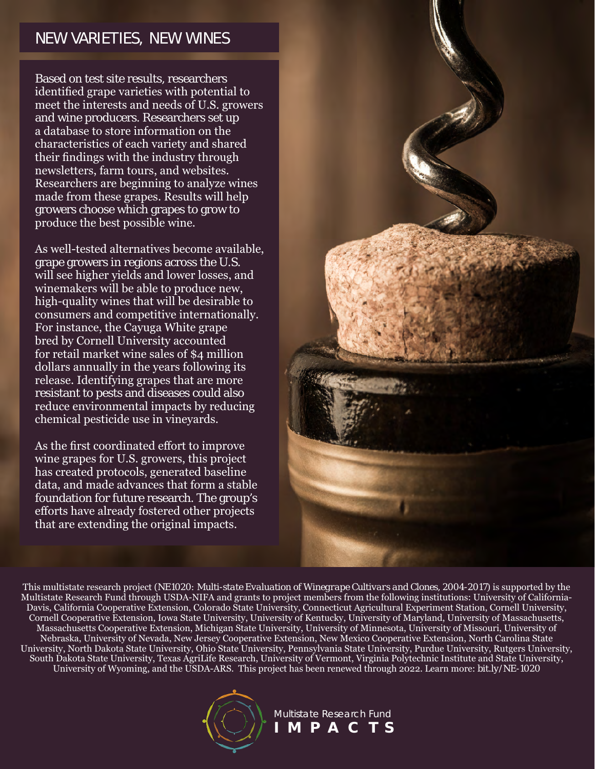## NEW VARIETIES, NEW WINES

Based on test site results, researchers identified grape varieties with potential to meet the interests and needs of U.S. growers and wine producers. Researchers set up a database to store information on the characteristics of each variety and shared their findings with the industry through newsletters, farm tours, and websites. Researchers are beginning to analyze wines made from these grapes. Results will help growers choose which grapes to grow to produce the best possible wine.

As well-tested alternatives become available, grape growers in regions across the U.S. will see higher yields and lower losses, and winemakers will be able to produce new, high-quality wines that will be desirable to consumers and competitive internationally. For instance, the Cayuga White grape bred by Cornell University accounted for retail market wine sales of $4 million dollars annually in the years following its release. Identifying grapes that are more resistant to pests and diseases could also reduce environmental impacts by reducing chemical pesticide use in vineyards.

As the first coordinated effort to improve wine grapes for U.S. growers, this project has created protocols, generated baseline data, and made advances that form a stable foundation for future research. The group's efforts have already fostered other projects that are extending the original impacts.

This multistate research project (NE1020: Multi-state Evaluation of Winegrape Cultivars and Clones, 2004-2017) is supported by the Multistate Research Fund through USDA-NIFA and grants to project members from the following institutions: University of California-Davis, California Cooperative Extension, Colorado State University, Connecticut Agricultural Experiment Station, Cornell University, Cornell Cooperative Extension, Iowa State University, University of Kentucky, University of Maryland, University of Massachusetts, Massachusetts Cooperative Extension, Michigan State University, University of Minnesota, University of Missouri, University of Nebraska, University of Nevada, New Jersey Cooperative Extension, New Mexico Cooperative Extension, North Carolina State University, North Dakota State University, Ohio State University, Pennsylvania State University, Purdue University, Rutgers University, South Dakota State University, Texas AgriLife Research, University of Vermont, Virginia Polytechnic Institute and State University, University of Wyoming, and the USDA-ARS. This project has been renewed through 2022. Learn more: bit.ly/NE-1020

Multistate Research Fund
**IMPACTS**